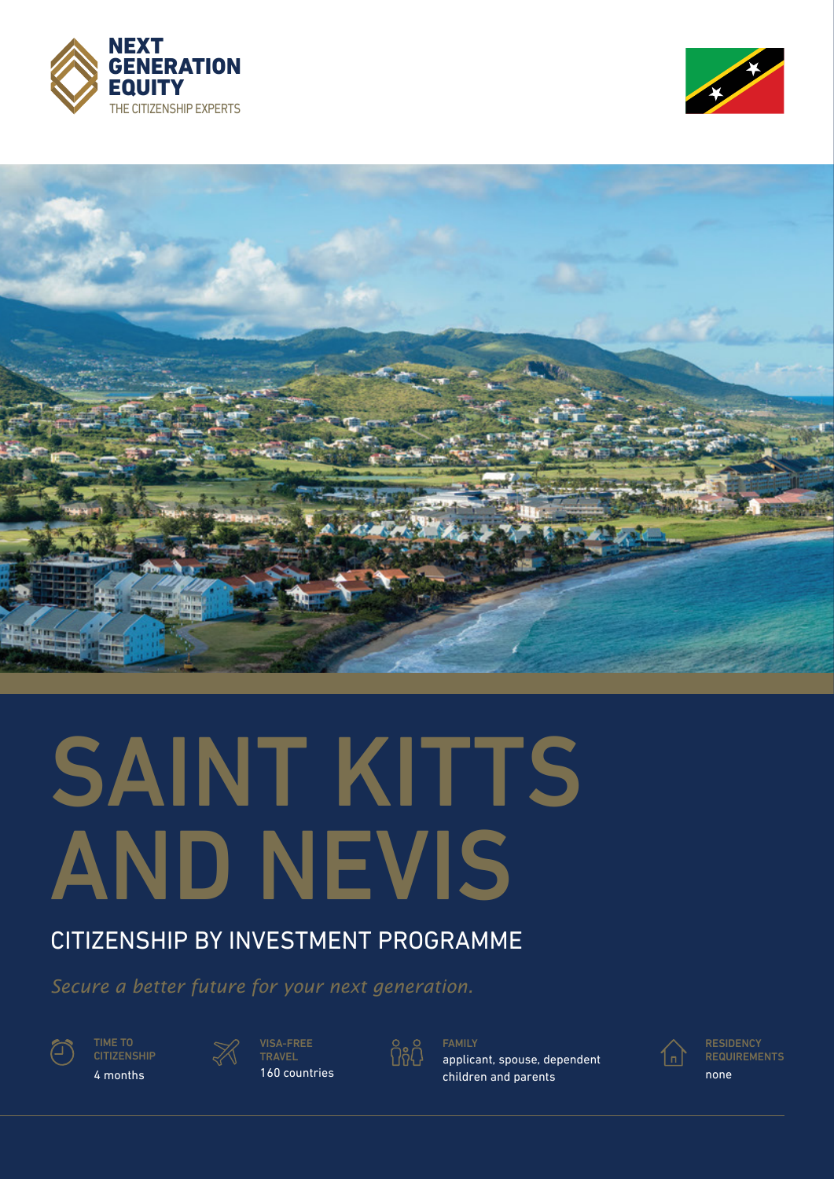NEXT GENERATION EQUITY

THE CITIZENSHIP EXPERTS

# SAINT KITTS AND NEVIS

## CITIZENSHIP BY INVESTMENT PROGRAMME

*Secure a better future for your next generation.*

**TIME TO CITIZENSHIP**
4 months

**VISA-FREE TRAVEL**
160 countries

**FAMILY**
applicant, spouse, dependent children and parents

**RESIDENCY REQUIREMENTS**
none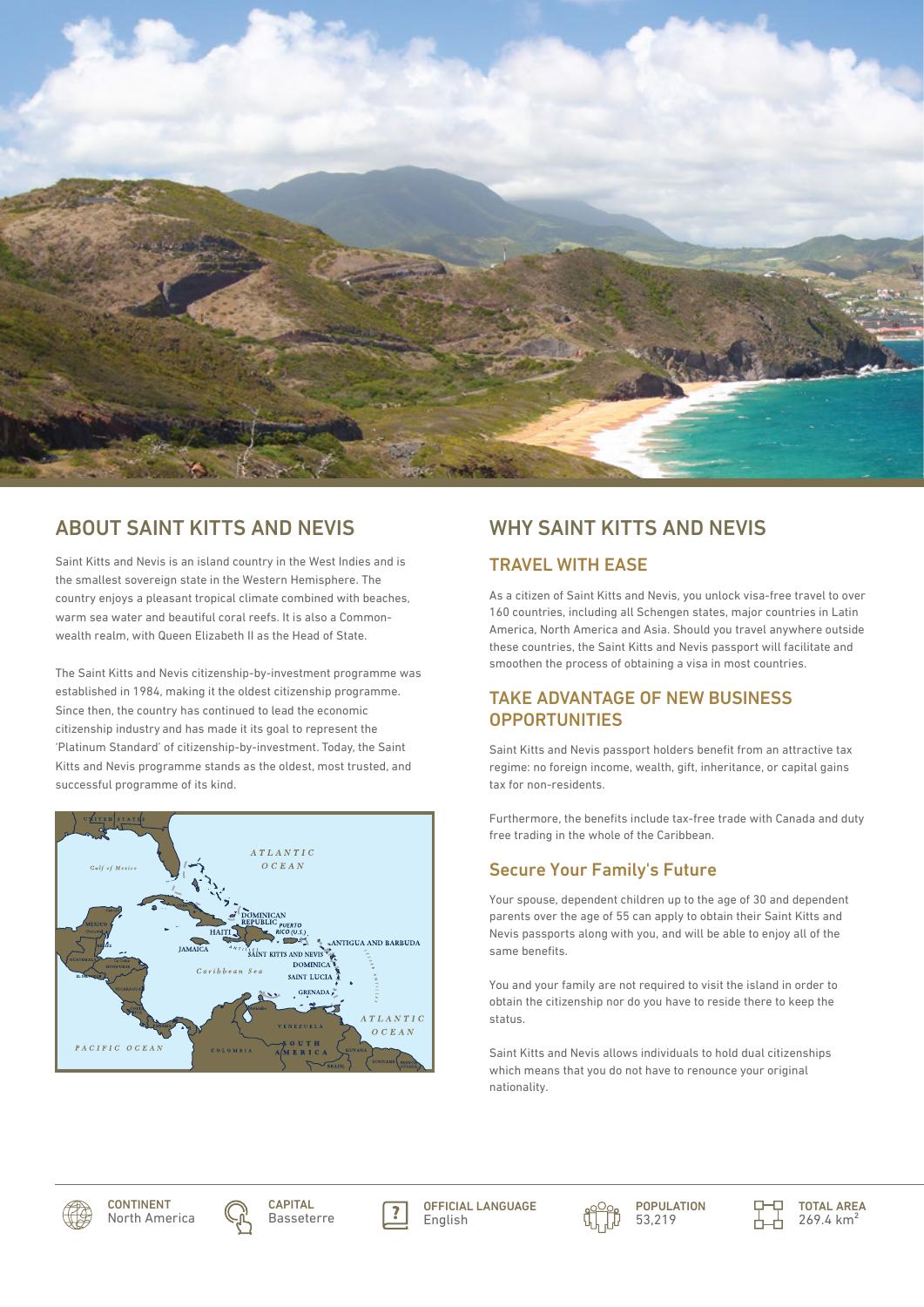## ABOUT SAINT KITTS AND NEVIS

Saint Kitts and Nevis is an island country in the West Indies and is the smallest sovereign state in the Western Hemisphere. The country enjoys a pleasant tropical climate combined with beaches, warm sea water and beautiful coral reefs. It is also a Commonwealth realm, with Queen Elizabeth II as the Head of State.

The Saint Kitts and Nevis citizenship-by-investment programme was established in 1984, making it the oldest citizenship programme. Since then, the country has continued to lead the economic citizenship industry and has made it its goal to represent the 'Platinum Standard' of citizenship-by-investment. Today, the Saint Kitts and Nevis programme stands as the oldest, most trusted, and successful programme of its kind.

## WHY SAINT KITTS AND NEVIS

### TRAVEL WITH EASE

As a citizen of Saint Kitts and Nevis, you unlock visa-free travel to over 160 countries, including all Schengen states, major countries in Latin America, North America and Asia. Should you travel anywhere outside these countries, the Saint Kitts and Nevis passport will facilitate and smoothen the process of obtaining a visa in most countries.

### TAKE ADVANTAGE OF NEW BUSINESS OPPORTUNITIES

Saint Kitts and Nevis passport holders benefit from an attractive tax regime: no foreign income, wealth, gift, inheritance, or capital gains tax for non-residents.

Furthermore, the benefits include tax-free trade with Canada and duty free trading in the whole of the Caribbean.

### Secure Your Family's Future

Your spouse, dependent children up to the age of 30 and dependent parents over the age of 55 can apply to obtain their Saint Kitts and Nevis passports along with you, and will be able to enjoy all of the same benefits.

You and your family are not required to visit the island in order to obtain the citizenship nor do you have to reside there to keep the status.

Saint Kitts and Nevis allows individuals to hold dual citizenships which means that you do not have to renounce your original nationality.

| CONTINENT | CAPITAL | OFFICIAL LANGUAGE | POPULATION | TOTAL AREA |
|---|---|---|---|---|
| North America | Basseterre | English | 53,219 | 269.4 km$^2$ |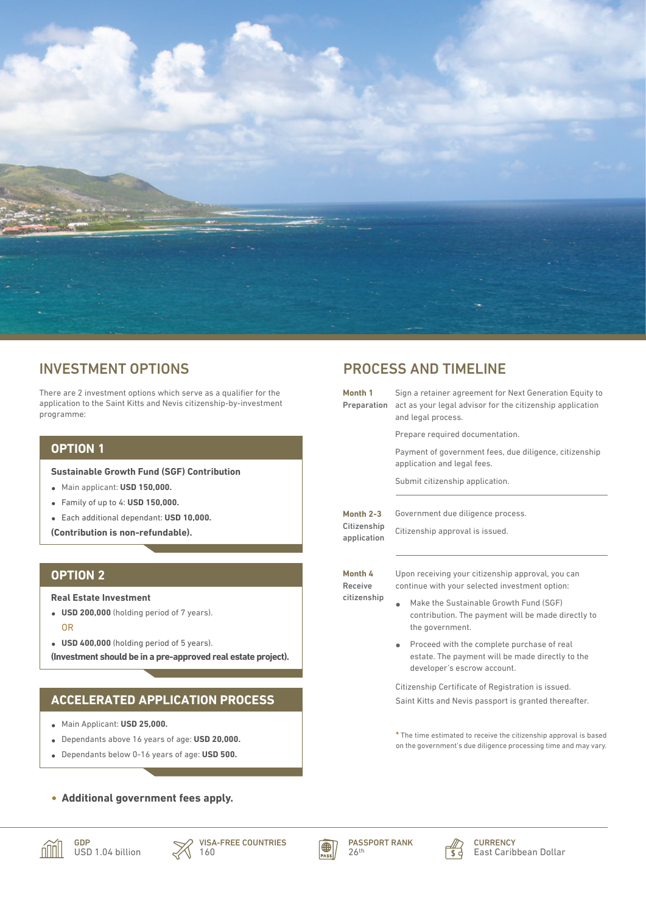## INVESTMENT OPTIONS

There are 2 investment options which serve as a qualifier for the application to the Saint Kitts and Nevis citizenship-by-investment programme:

### OPTION 1

**Sustainable Growth Fund (SGF) Contribution**

- Main applicant: **USD 150,000.**
- Family of up to 4: **USD 150,000.**
- Each additional dependant: **USD 10,000.**

**(Contribution is non-refundable).**

### OPTION 2

**Real Estate Investment**

- **USD 200,000** (holding period of 7 years).

  OR

- **USD 400,000** (holding period of 5 years).

**(Investment should be in a pre-approved real estate project).**

### ACCELERATED APPLICATION PROCESS

- Main Applicant: **USD 25,000.**
- Dependants above 16 years of age: **USD 20,000.**
- Dependants below 0-16 years of age: **USD 500.**

- **Additional government fees apply.**

## PROCESS AND TIMELINE

**Month 1**
**Preparation**

Sign a retainer agreement for Next Generation Equity to act as your legal advisor for the citizenship application and legal process.

Prepare required documentation.

Payment of government fees, due diligence, citizenship application and legal fees.

Submit citizenship application.

**Month 2-3**
**Citizenship application**

Government due diligence process.

Citizenship approval is issued.

**Month 4**
**Receive citizenship**

Upon receiving your citizenship approval, you can continue with your selected investment option:

- Make the Sustainable Growth Fund (SGF) contribution. The payment will be made directly to the government.
- Proceed with the complete purchase of real estate. The payment will be made directly to the developer's escrow account.

Citizenship Certificate of Registration is issued.
Saint Kitts and Nevis passport is granted thereafter.

* The time estimated to receive the citizenship approval is based on the government's due diligence processing time and may vary.

**GDP**
USD 1.04 billion

**VISA-FREE COUNTRIES**
160

**PASSPORT RANK**
$26^{th}$

**CURRENCY**
East Caribbean Dollar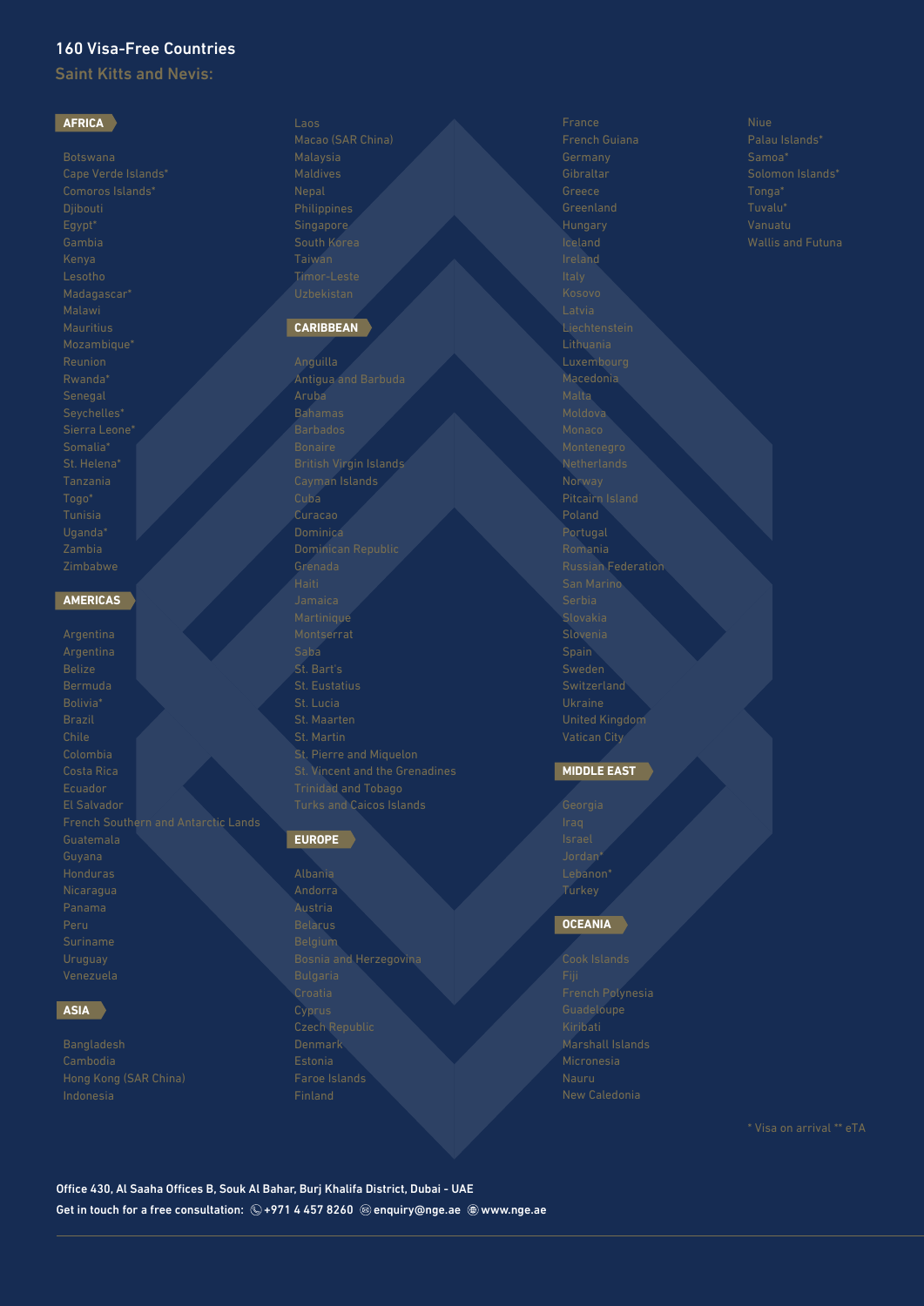# 160 Visa-Free Countries

## Saint Kitts and Nevis:

### AFRICA

- Botswana
- Cape Verde Islands*
- Comoros Islands*
- Djibouti
- Egypt*
- Gambia
- Kenya
- Lesotho
- Madagascar*
- Malawi
- Mauritius
- Mozambique*
- Reunion
- Rwanda*
- Senegal
- Seychelles*
- Sierra Leone*
- Somalia*
- St. Helena*
- Tanzania
- Togo*
- Tunisia
- Uganda*
- Zambia
- Zimbabwe

### AMERICAS

- Argentina
- Argentina
- Belize
- Bermuda
- Bolivia*
- Brazil
- Chile
- Colombia
- Costa Rica
- Ecuador
- El Salvador
- French Southern and Antarctic Lands
- Guatemala
- Guyana
- Honduras
- Nicaragua
- Panama
- Peru
- Suriname
- Uruguay
- Venezuela

### ASIA

- Bangladesh
- Cambodia
- Hong Kong (SAR China)
- Indonesia
- Laos
- Macao (SAR China)
- Malaysia
- Maldives
- Nepal
- Philippines
- Singapore
- South Korea
- Taiwan
- Timor-Leste
- Uzbekistan

### CARIBBEAN

- Anguilla
- Antigua and Barbuda
- Aruba
- Bahamas
- Barbados
- Bonaire
- British Virgin Islands
- Cayman Islands
- Cuba
- Curacao
- Dominica
- Dominican Republic
- Grenada
- Haiti
- Jamaica
- Martinique
- Montserrat
- Saba
- St. Bart's
- St. Eustatius
- St. Lucia
- St. Maarten
- St. Martin
- St. Pierre and Miquelon
- St. Vincent and the Grenadines
- Trinidad and Tobago
- Turks and Caicos Islands

### EUROPE

- Albania
- Andorra
- Austria
- Belarus
- Belgium
- Bosnia and Herzegovina
- Bulgaria
- Croatia
- Cyprus
- Czech Republic
- Denmark
- Estonia
- Faroe Islands
- Finland
- France
- French Guiana
- Germany
- Gibraltar
- Greece
- Greenland
- Hungary
- Iceland
- Ireland
- Italy
- Kosovo
- Latvia
- Liechtenstein
- Lithuania
- Luxembourg
- Macedonia
- Malta
- Moldova
- Monaco
- Montenegro
- Netherlands
- Norway
- Pitcairn Island
- Poland
- Portugal
- Romania
- Russian Federation
- San Marino
- Serbia
- Slovakia
- Slovenia
- Spain
- Sweden
- Switzerland
- Ukraine
- United Kingdom
- Vatican City

### MIDDLE EAST

- Georgia
- Iraq
- Israel
- Jordan*
- Lebanon*
- Turkey

### OCEANIA

- Cook Islands
- Fiji
- French Polynesia
- Guadeloupe
- Kiribati
- Marshall Islands
- Micronesia
- Nauru
- New Caledonia
- Niue
- Palau Islands*
- Samoa*
- Solomon Islands*
- Tonga*
- Tuvalu*
- Vanuatu
- Wallis and Futuna

\* Visa on arrival \*\* eTA

**Office 430, Al Saaha Offices B, Souk Al Bahar, Burj Khalifa District, Dubai - UAE**

**Get in touch for a free consultation: +971 4 457 8260 enquiry@nge.ae www.nge.ae**